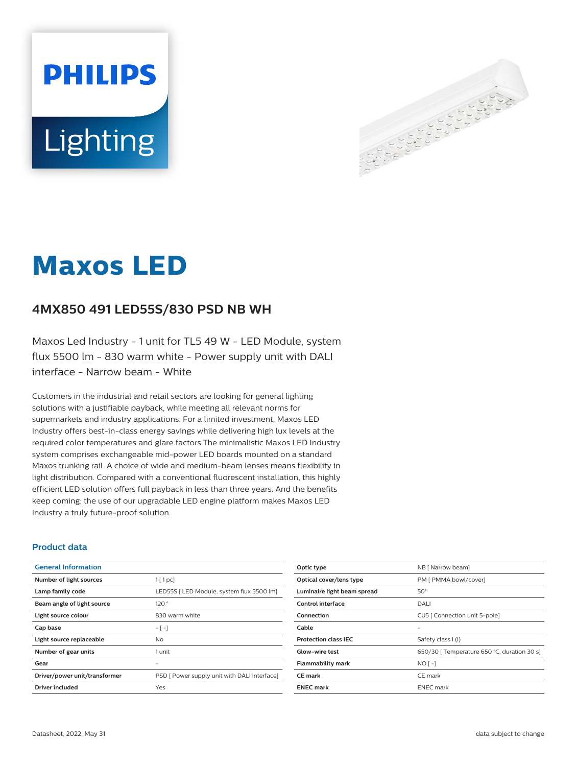# Maxos LED

## 4MX850 491 LED55S/830 PSD NB WH

Maxos Led Industry - 1 unit for TL5 49 W - LED Module, system flux 5500 lm - 830 warm white - Power supply unit with DALI interface - Narrow beam - White

Customers in the industrial and retail sectors are looking for general lighting solutions with a justifiable payback, while meeting all relevant norms for supermarkets and industry applications. For a limited investment, Maxos LED Industry offers best-in-class energy savings while delivering high lux levels at the required color temperatures and glare factors.The minimalistic Maxos LED Industry system comprises exchangeable mid-power LED boards mounted on a standard Maxos trunking rail. A choice of wide and medium-beam lenses means flexibility in light distribution. Compared with a conventional fluorescent installation, this highly efficient LED solution offers full payback in less than three years. And the benefits keep coming: the use of our upgradable LED engine platform makes Maxos LED Industry a truly future-proof solution.

### Product data

| General Information | |
|---|---|
| Number of light sources | 1 [ 1 pc] |
| Lamp family code | LED55S [ LED Module, system flux 5500 lm] |
| Beam angle of light source | 120 ° |
| Light source colour | 830 warm white |
| Cap base | - [ -] |
| Light source replaceable | No |
| Number of gear units | 1 unit |
| Gear | - |
| Driver/power unit/transformer | PSD [ Power supply unit with DALI interface] |
| Driver included | Yes |

| | |
|---|---|
| Optic type | NB [ Narrow beam] |
| Optical cover/lens type | PM [ PMMA bowl/cover] |
| Luminaire light beam spread | 50° |
| Control interface | DALI |
| Connection | CU5 [ Connection unit 5-pole] |
| Cable | - |
| Protection class IEC | Safety class I (I) |
| Glow-wire test | 650/30 [ Temperature 650 °C, duration 30 s] |
| Flammability mark | NO [ -] |
| CE mark | CE mark |
| ENEC mark | ENEC mark |

Datasheet, 2022, May 31

data subject to change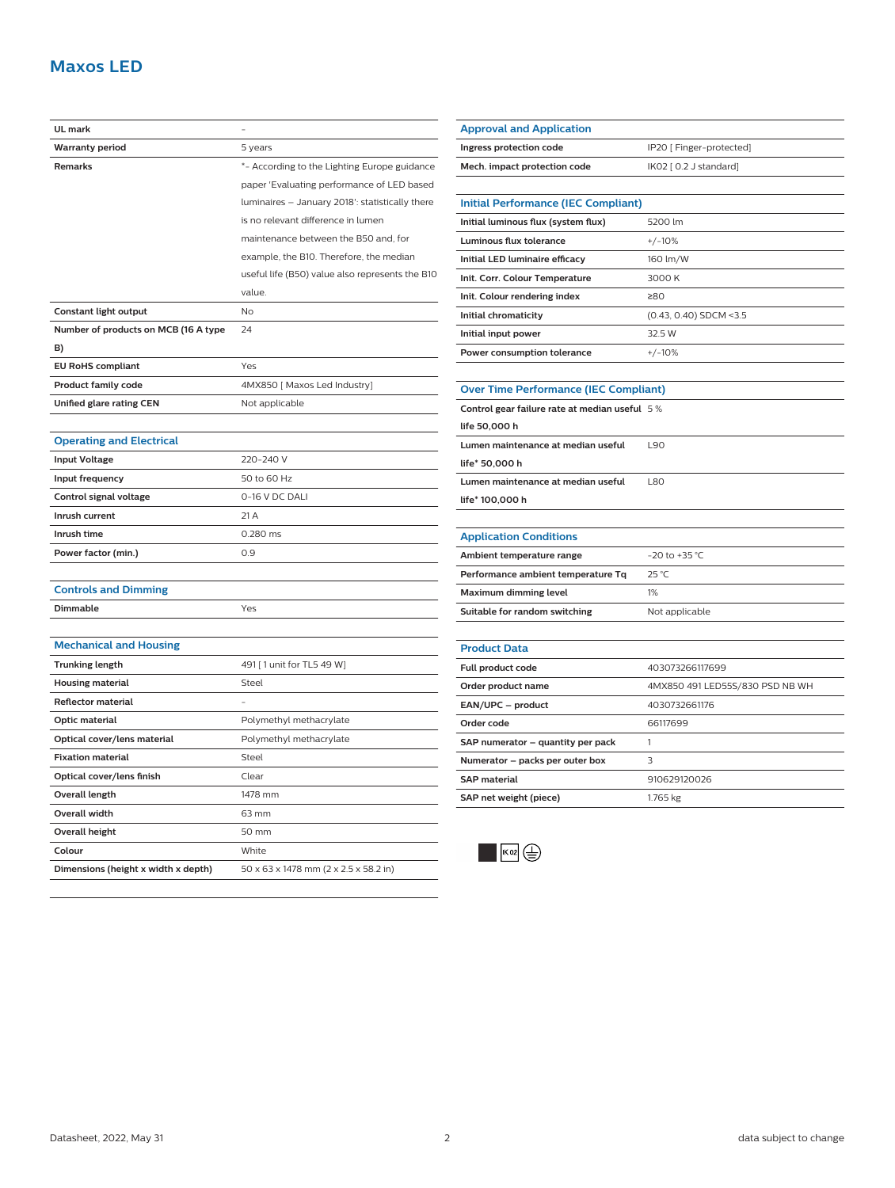# Maxos LED

| | |
|---|---|
| UL mark | - |
| Warranty period | 5 years |
| Remarks | *- According to the Lighting Europe guidance paper 'Evaluating performance of LED based luminaires – January 2018': statistically there is no relevant difference in lumen maintenance between the B50 and, for example, the B10. Therefore, the median useful life (B50) value also represents the B10 value. |
| Constant light output | No |
| Number of products on MCB (16 A type B) | 24 |
| EU RoHS compliant | Yes |
| Product family code | 4MX850 [ Maxos Led Industry] |
| Unified glare rating CEN | Not applicable |

## Operating and Electrical

| | |
|---|---|
| Input Voltage | 220-240 V |
| Input frequency | 50 to 60 Hz |
| Control signal voltage | 0-16 V DC DALI |
| Inrush current | 21 A |
| Inrush time | 0.280 ms |
| Power factor (min.) | 0.9 |

## Controls and Dimming

| | |
|---|---|
| Dimmable | Yes |

## Mechanical and Housing

| | |
|---|---|
| Trunking length | 491 [ 1 unit for TL5 49 W] |
| Housing material | Steel |
| Reflector material | - |
| Optic material | Polymethyl methacrylate |
| Optical cover/lens material | Polymethyl methacrylate |
| Fixation material | Steel |
| Optical cover/lens finish | Clear |
| Overall length | 1478 mm |
| Overall width | 63 mm |
| Overall height | 50 mm |
| Colour | White |
| Dimensions (height x width x depth) | 50 x 63 x 1478 mm (2 x 2.5 x 58.2 in) |

## Approval and Application

| | |
|---|---|
| Ingress protection code | IP20 [ Finger-protected] |
| Mech. impact protection code | IK02 [ 0.2 J standard] |

## Initial Performance (IEC Compliant)

| | |
|---|---|
| Initial luminous flux (system flux) | 5200 lm |
| Luminous flux tolerance | +/-10% |
| Initial LED luminaire efficacy | 160 lm/W |
| Init. Corr. Colour Temperature | 3000 K |
| Init. Colour rendering index | ≥80 |
| Initial chromaticity | (0.43, 0.40) SDCM <3.5 |
| Initial input power | 32.5 W |
| Power consumption tolerance | +/-10% |

## Over Time Performance (IEC Compliant)

| | |
|---|---|
| Control gear failure rate at median useful life 50,000 h | 5 % |
| Lumen maintenance at median useful life* 50,000 h | L90 |
| Lumen maintenance at median useful life* 100,000 h | L80 |

## Application Conditions

| | |
|---|---|
| Ambient temperature range | -20 to +35 °C |
| Performance ambient temperature Tq | 25 °C |
| Maximum dimming level | 1% |
| Suitable for random switching | Not applicable |

## Product Data

| | |
|---|---|
| Full product code | 403073266117699 |
| Order product name | 4MX850 491 LED55S/830 PSD NB WH |
| EAN/UPC – product | 4030732661176 |
| Order code | 66117699 |
| SAP numerator – quantity per pack | 1 |
| Numerator – packs per outer box | 3 |
| SAP material | 910629120026 |
| SAP net weight (piece) | 1.765 kg |

IK02

Datasheet, 2022, May 31

data subject to change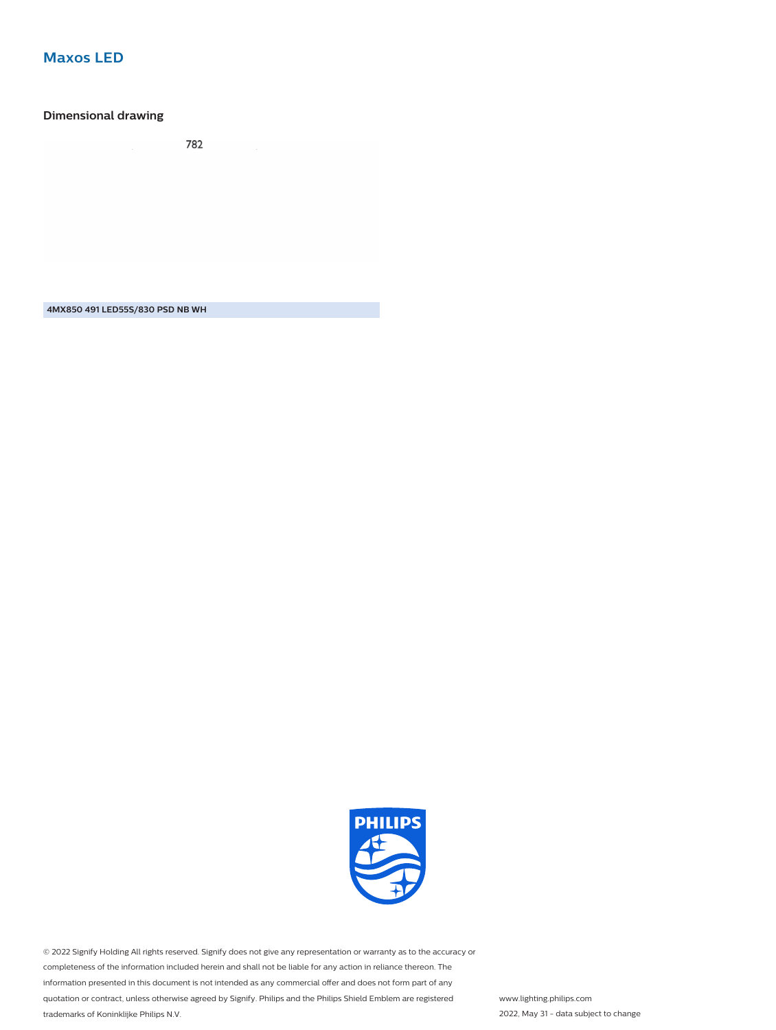## Maxos LED

### Dimensional drawing

782

**4MX850 491 LED55S/830 PSD NB WH**

© 2022 Signify Holding All rights reserved. Signify does not give any representation or warranty as to the accuracy or completeness of the information included herein and shall not be liable for any action in reliance thereon. The information presented in this document is not intended as any commercial offer and does not form part of any quotation or contract, unless otherwise agreed by Signify. Philips and the Philips Shield Emblem are registered trademarks of Koninklijke Philips N.V.

www.lighting.philips.com

2022, May 31 - data subject to change